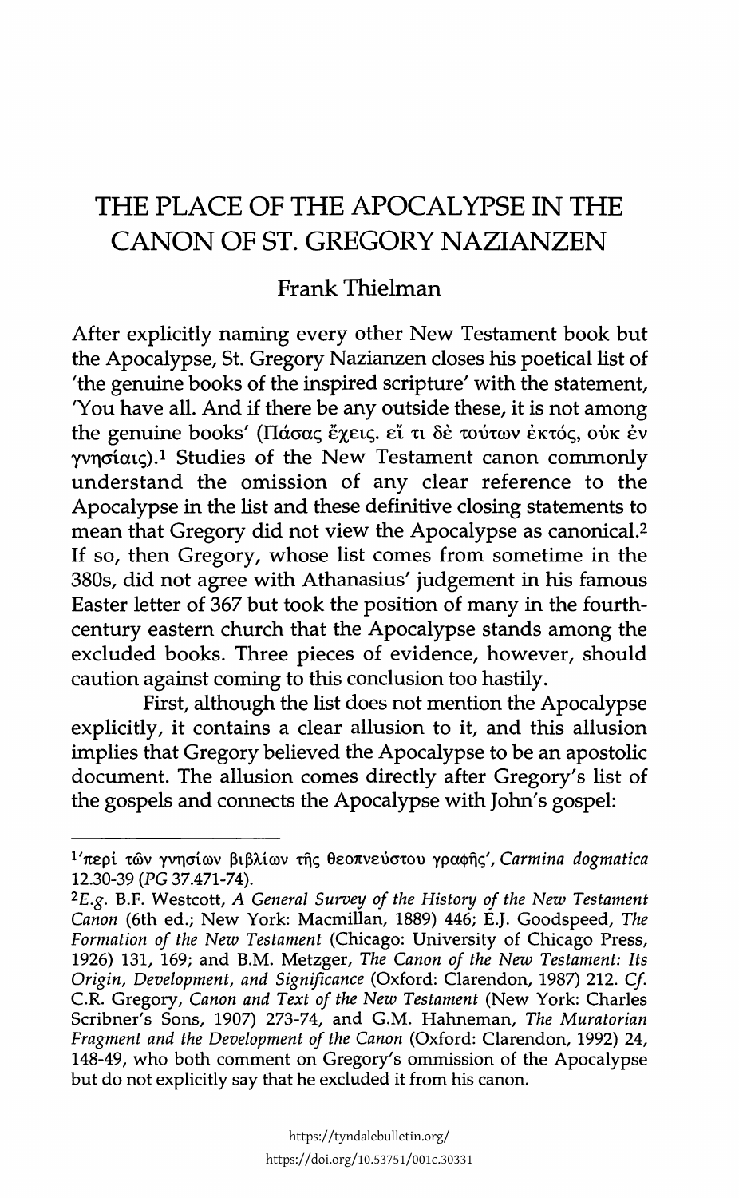# THE PLACE OF THE APOCALYPSE IN THE CANON OF ST. GREGORY NAZIANZEN

Frank Thielman

After explicitly naming every other New Testament book but the Apocalypse, St. Gregory Nazianzen closes his poetical list of 'the genuine books of the inspired scripture' with the statement, 'You have all. And if there be any outside these, it is not among the genuine books' (Πάσας ἔχεις. εἴ τι δὲ τούτων ἐκτός, οὐκ ἐν γνησίαις).[1] Studies of the New Testament canon commonly understand the omission of any clear reference to the Apocalypse in the list and these definitive closing statements to mean that Gregory did not view the Apocalypse as canonical.[2] If so, then Gregory, whose list comes from sometime in the 380s, did not agree with Athanasius' judgement in his famous Easter letter of 367 but took the position of many in the fourth-century eastern church that the Apocalypse stands among the excluded books. Three pieces of evidence, however, should caution against coming to this conclusion too hastily.

First, although the list does not mention the Apocalypse explicitly, it contains a clear allusion to it, and this allusion implies that Gregory believed the Apocalypse to be an apostolic document. The allusion comes directly after Gregory's list of the gospels and connects the Apocalypse with John's gospel:

---

[1]'περὶ τῶν γνησίων βιβλίων τῆς θεοπνεύστου γραφῆς', *Carmina dogmatica* 12.30-39 (*PG* 37.471-74).

[2]*E.g.* B.F. Westcott, *A General Survey of the History of the New Testament Canon* (6th ed.; New York: Macmillan, 1889) 446; E.J. Goodspeed, *The Formation of the New Testament* (Chicago: University of Chicago Press, 1926) 131, 169; and B.M. Metzger, *The Canon of the New Testament: Its Origin, Development, and Significance* (Oxford: Clarendon, 1987) 212. *Cf.* C.R. Gregory, *Canon and Text of the New Testament* (New York: Charles Scribner's Sons, 1907) 273-74, and G.M. Hahneman, *The Muratorian Fragment and the Development of the Canon* (Oxford: Clarendon, 1992) 24, 148-49, who both comment on Gregory's ommission of the Apocalypse but do not explicitly say that he excluded it from his canon.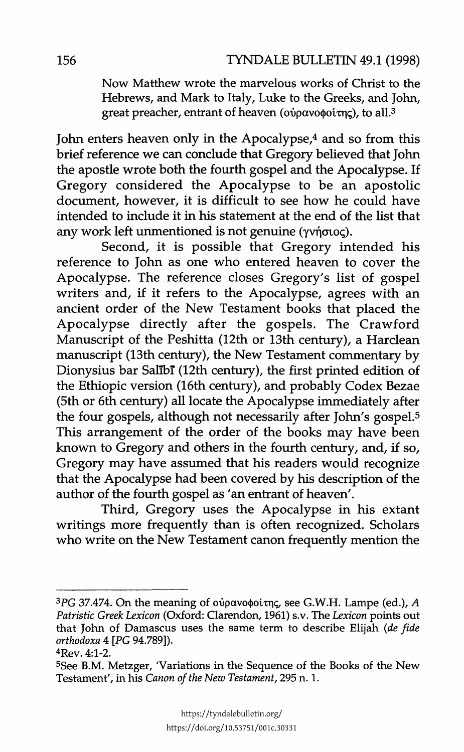> Now Matthew wrote the marvelous works of Christ to the Hebrews, and Mark to Italy, Luke to the Greeks, and John, great preacher, entrant of heaven (οὐρανοφοίτης), to all.[3]

John enters heaven only in the Apocalypse,[4] and so from this brief reference we can conclude that Gregory believed that John the apostle wrote both the fourth gospel and the Apocalypse. If Gregory considered the Apocalypse to be an apostolic document, however, it is difficult to see how he could have intended to include it in his statement at the end of the list that any work left unmentioned is not genuine (γνήσιος).

Second, it is possible that Gregory intended his reference to John as one who entered heaven to cover the Apocalypse. The reference closes Gregory's list of gospel writers and, if it refers to the Apocalypse, agrees with an ancient order of the New Testament books that placed the Apocalypse directly after the gospels. The Crawford Manuscript of the Peshitta (12th or 13th century), a Harclean manuscript (13th century), the New Testament commentary by Dionysius bar Salībī (12th century), the first printed edition of the Ethiopic version (16th century), and probably Codex Bezae (5th or 6th century) all locate the Apocalypse immediately after the four gospels, although not necessarily after John's gospel.[5] This arrangement of the order of the books may have been known to Gregory and others in the fourth century, and, if so, Gregory may have assumed that his readers would recognize that the Apocalypse had been covered by his description of the author of the fourth gospel as 'an entrant of heaven'.

Third, Gregory uses the Apocalypse in his extant writings more frequently than is often recognized. Scholars who write on the New Testament canon frequently mention the

---

[3] *PG* 37.474. On the meaning of οὐρανοφοίτης, see G.W.H. Lampe (ed.), *A Patristic Greek Lexicon* (Oxford: Clarendon, 1961) s.v. The *Lexicon* points out that John of Damascus uses the same term to describe Elijah (*de fide orthodoxa* 4 [*PG* 94.789]).

[4] Rev. 4:1-2.

[5] See B.M. Metzger, 'Variations in the Sequence of the Books of the New Testament', in his *Canon of the New Testament*, 295 n. 1.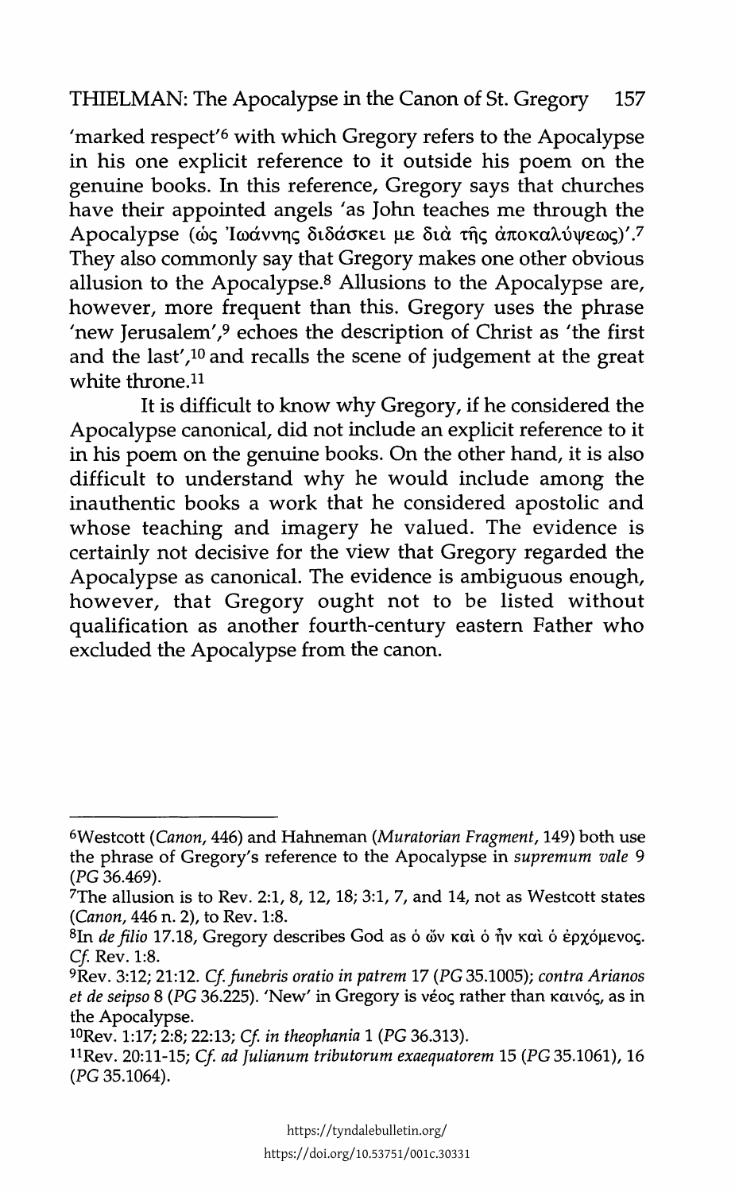'marked respect'[6] with which Gregory refers to the Apocalypse in his one explicit reference to it outside his poem on the genuine books. In this reference, Gregory says that churches have their appointed angels 'as John teaches me through the Apocalypse (ὡς Ἰωάννης διδάσκει με διὰ τῆς ἀποκαλύψεως)'.[7] They also commonly say that Gregory makes one other obvious allusion to the Apocalypse.[8] Allusions to the Apocalypse are, however, more frequent than this. Gregory uses the phrase 'new Jerusalem',[9] echoes the description of Christ as 'the first and the last',[10] and recalls the scene of judgement at the great white throne.[11]

It is difficult to know why Gregory, if he considered the Apocalypse canonical, did not include an explicit reference to it in his poem on the genuine books. On the other hand, it is also difficult to understand why he would include among the inauthentic books a work that he considered apostolic and whose teaching and imagery he valued. The evidence is certainly not decisive for the view that Gregory regarded the Apocalypse as canonical. The evidence is ambiguous enough, however, that Gregory ought not to be listed without qualification as another fourth-century eastern Father who excluded the Apocalypse from the canon.

---

[6] Westcott (*Canon*, 446) and Hahneman (*Muratorian Fragment*, 149) both use the phrase of Gregory's reference to the Apocalypse in *supremum vale* 9 (*PG* 36.469).

[7] The allusion is to Rev. 2:1, 8, 12, 18; 3:1, 7, and 14, not as Westcott states (*Canon*, 446 n. 2), to Rev. 1:8.

[8] In *de filio* 17.18, Gregory describes God as ὁ ὢν καὶ ὁ ἦν καὶ ὁ ἐρχόμενος. *Cf.* Rev. 1:8.

[9] Rev. 3:12; 21:12. *Cf. funebris oratio in patrem* 17 (*PG* 35.1005); *contra Arianos et de seipso* 8 (*PG* 36.225). 'New' in Gregory is νέος rather than καινός, as in the Apocalypse.

[10] Rev. 1:17; 2:8; 22:13; *Cf. in theophania* 1 (*PG* 36.313).

[11] Rev. 20:11-15; *Cf. ad Julianum tributorum exaequatorem* 15 (*PG* 35.1061), 16 (*PG* 35.1064).

https://tyndalebulletin.org/
https://doi.org/10.53751/001c.30331